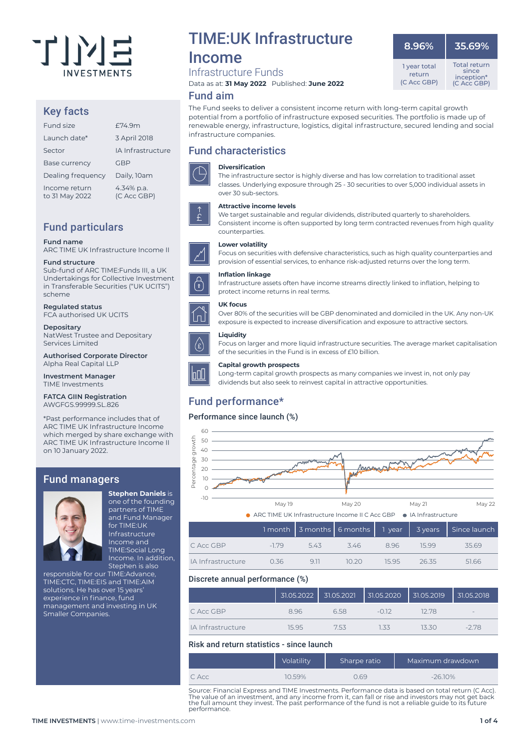# TIME:UK Infrastructure Income

## Infrastructure Funds

Data as at: **31 May 2022** Published: **June 2022**

| 8.96% | 35.69% |
|---|---|
| 1 year total return (C Acc GBP) | Total return since inception* (C Acc GBP) |

## Key facts

| | |
|---|---|
| Fund size | £74.9m |
| Launch date* | 3 April 2018 |
| Sector | IA Infrastructure |
| Base currency | GBP |
| Dealing frequency | Daily, 10am |
| Income return to 31 May 2022 | 4.34% p.a. (C Acc GBP) |

## Fund particulars

**Fund name**
ARC TIME UK Infrastructure Income II

**Fund structure**
Sub-fund of ARC TIME:Funds III, a UK Undertakings for Collective Investment in Transferable Securities ("UK UCITS") scheme

**Regulated status**
FCA authorised UK UCITS

**Depositary**
NatWest Trustee and Depositary Services Limited

**Authorised Corporate Director**
Alpha Real Capital LLP

**Investment Manager**
TIME Investments

**FATCA GIIN Registration**
AWGFGS.99999.SL.826

*Past performance includes that of ARC TIME UK Infrastructure Income which merged by share exchange with ARC TIME UK Infrastructure Income II on 10 January 2022.

## Fund managers

**Stephen Daniels** is one of the founding partners of TIME and Fund Manager for TIME:UK Infrastructure Income and TIME:Social Long Income. In addition, Stephen is also responsible for our TIME:Advance, TIME:CTC, TIME:EIS and TIME:AIM solutions. He has over 15 years' experience in finance, fund management and investing in UK Smaller Companies.

## Fund aim

The Fund seeks to deliver a consistent income return with long-term capital growth potential from a portfolio of infrastructure exposed securities. The portfolio is made up of renewable energy, infrastructure, logistics, digital infrastructure, secured lending and social infrastructure companies.

## Fund characteristics

**Diversification**
The infrastructure sector is highly diverse and has low correlation to traditional asset classes. Underlying exposure through 25 - 30 securities to over 5,000 individual assets in over 30 sub-sectors.

**Attractive income levels**
We target sustainable and regular dividends, distributed quarterly to shareholders. Consistent income is often supported by long term contracted revenues from high quality counterparties.

**Lower volatility**
Focus on securities with defensive characteristics, such as high quality counterparties and provision of essential services, to enhance risk-adjusted returns over the long term.

**Inflation linkage**
Infrastructure assets often have income streams directly linked to inflation, helping to protect income returns in real terms.

**UK focus**
Over 80% of the securities will be GBP denominated and domiciled in the UK. Any non-UK exposure is expected to increase diversification and exposure to attractive sectors.

**Liquidity**
Focus on larger and more liquid infrastructure securities. The average market capitalisation of the securities in the Fund is in excess of £10 billion.

**Capital growth prospects**
Long-term capital growth prospects as many companies we invest in, not only pay dividends but also seek to reinvest capital in attractive opportunities.

## Fund performance*

### Performance since launch (%)

● ARC TIME UK Infrastructure Income II C Acc GBP ● IA Infrastructure

| | 1 month | 3 months | 6 months | 1 year | 3 years | Since launch |
|---|---|---|---|---|---|---|
| C Acc GBP | -1.79 | 5.43 | 3.46 | 8.96 | 15.99 | 35.69 |
| IA Infrastructure | 0.36 | 9.11 | 10.20 | 15.95 | 26.35 | 51.66 |

### Discrete annual performance (%)

| | 31.05.2022 | 31.05.2021 | 31.05.2020 | 31.05.2019 | 31.05.2018 |
|---|---|---|---|---|---|
| C Acc GBP | 8.96 | 6.58 | -0.12 | 12.78 | - |
| IA Infrastructure | 15.95 | 7.53 | 1.33 | 13.30 | -2.78 |

### Risk and return statistics - since launch

| | Volatility | Sharpe ratio | Maximum drawdown |
|---|---|---|---|
| C Acc | 10.59% | 0.69 | -26.10% |

Source: Financial Express and TIME Investments. Performance data is based on total return (C Acc). The value of an investment, and any income from it, can fall or rise and investors may not get back the full amount they invest. The past performance of the fund is not a reliable guide to its future performance.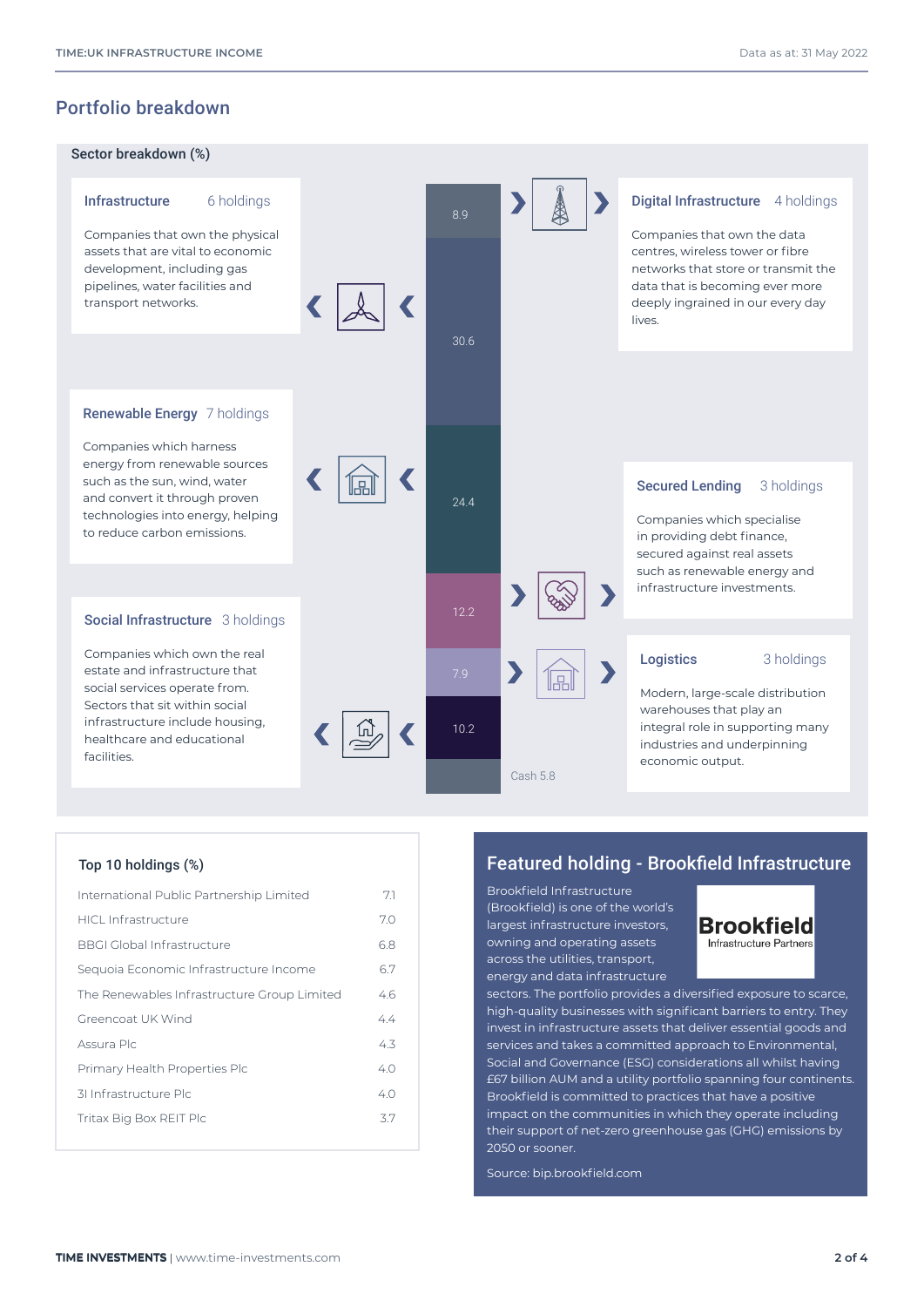## Portfolio breakdown

### Sector breakdown (%)

**Infrastructure** 6 holdings

Companies that own the physical assets that are vital to economic development, including gas pipelines, water facilities and transport networks.

**Digital Infrastructure** 4 holdings

Companies that own the data centres, wireless tower or fibre networks that store or transmit the data that is becoming ever more deeply ingrained in our every day lives.

**Renewable Energy** 7 holdings

Companies which harness energy from renewable sources such as the sun, wind, water and convert it through proven technologies into energy, helping to reduce carbon emissions.

**Secured Lending** 3 holdings

Companies which specialise in providing debt finance, secured against real assets such as renewable energy and infrastructure investments.

**Social Infrastructure** 3 holdings

Companies which own the real estate and infrastructure that social services operate from. Sectors that sit within social infrastructure include housing, healthcare and educational facilities.

**Logistics** 3 holdings

Modern, large-scale distribution warehouses that play an integral role in supporting many industries and underpinning economic output.

| Sector | % |
|---|---|
| Digital Infrastructure | 8.9 |
| Infrastructure | 30.6 |
| Renewable Energy | 24.4 |
| Secured Lending | 12.2 |
| Logistics | 7.9 |
| Social Infrastructure | 10.2 |
| Cash | 5.8 |

### Top 10 holdings (%)

| Holding | % |
|---|---|
| International Public Partnership Limited | 7.1 |
| HICL Infrastructure | 7.0 |
| BBGI Global Infrastructure | 6.8 |
| Sequoia Economic Infrastructure Income | 6.7 |
| The Renewables Infrastructure Group Limited | 4.6 |
| Greencoat UK Wind | 4.4 |
| Assura Plc | 4.3 |
| Primary Health Properties Plc | 4.0 |
| 3I Infrastructure Plc | 4.0 |
| Tritax Big Box REIT Plc | 3.7 |

### Featured holding - Brookfield Infrastructure

Brookfield Infrastructure (Brookfield) is one of the world's largest infrastructure investors, owning and operating assets across the utilities, transport, energy and data infrastructure sectors. The portfolio provides a diversified exposure to scarce, high-quality businesses with significant barriers to entry. They invest in infrastructure assets that deliver essential goods and services and takes a committed approach to Environmental, Social and Governance (ESG) considerations all whilst having £67 billion AUM and a utility portfolio spanning four continents. Brookfield is committed to practices that have a positive impact on the communities in which they operate including their support of net-zero greenhouse gas (GHG) emissions by 2050 or sooner.

Source: bip.brookfield.com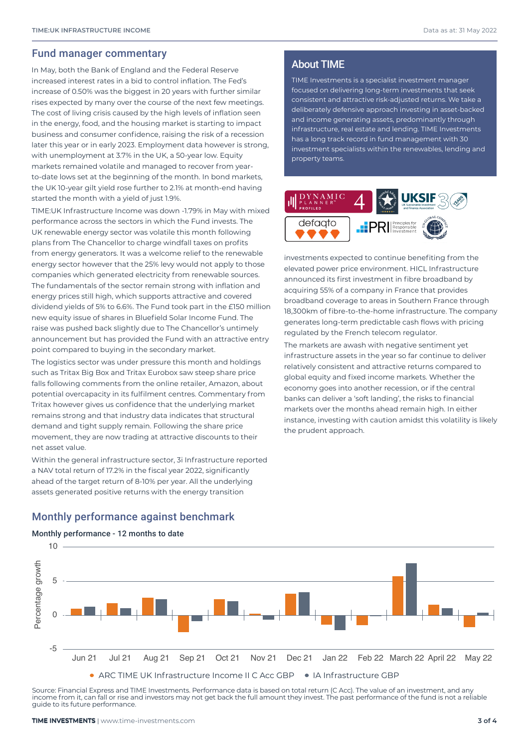## Fund manager commentary

In May, both the Bank of England and the Federal Reserve increased interest rates in a bid to control inflation. The Fed's increase of 0.50% was the biggest in 20 years with further similar rises expected by many over the course of the next few meetings. The cost of living crisis caused by the high levels of inflation seen in the energy, food, and the housing market is starting to impact business and consumer confidence, raising the risk of a recession later this year or in early 2023. Employment data however is strong, with unemployment at 3.7% in the UK, a 50-year low. Equity markets remained volatile and managed to recover from year-to-date lows set at the beginning of the month. In bond markets, the UK 10-year gilt yield rose further to 2.1% at month-end having started the month with a yield of just 1.9%.

TIME:UK Infrastructure Income was down -1.79% in May with mixed performance across the sectors in which the Fund invests. The UK renewable energy sector was volatile this month following plans from The Chancellor to charge windfall taxes on profits from energy generators. It was a welcome relief to the renewable energy sector however that the 25% levy would not apply to those companies which generated electricity from renewable sources. The fundamentals of the sector remain strong with inflation and energy prices still high, which supports attractive and covered dividend yields of 5% to 6.6%. The Fund took part in the £150 million new equity issue of shares in Bluefield Solar Income Fund. The raise was pushed back slightly due to The Chancellor's untimely announcement but has provided the Fund with an attractive entry point compared to buying in the secondary market.

The logistics sector was under pressure this month and holdings such as Tritax Big Box and Tritax Eurobox saw steep share price falls following comments from the online retailer, Amazon, about potential overcapacity in its fulfilment centres. Commentary from Tritax however gives us confidence that the underlying market remains strong and that industry data indicates that structural demand and tight supply remain. Following the share price movement, they are now trading at attractive discounts to their net asset value.

Within the general infrastructure sector, 3i Infrastructure reported a NAV total return of 17.2% in the fiscal year 2022, significantly ahead of the target return of 8-10% per year. All the underlying assets generated positive returns with the energy transition investments expected to continue benefiting from the elevated power price environment. HICL Infrastructure announced its first investment in fibre broadband by acquiring 55% of a company in France that provides broadband coverage to areas in Southern France through 18,300km of fibre-to-the-home infrastructure. The company generates long-term predictable cash flows with pricing regulated by the French telecom regulator.

The markets are awash with negative sentiment yet infrastructure assets in the year so far continue to deliver relatively consistent and attractive returns compared to global equity and fixed income markets. Whether the economy goes into another recession, or if the central banks can deliver a 'soft landing', the risks to financial markets over the months ahead remain high. In either instance, investing with caution amidst this volatility is likely the prudent approach.

## About TIME

TIME Investments is a specialist investment manager focused on delivering long-term investments that seek consistent and attractive risk-adjusted returns. We take a deliberately defensive approach investing in asset-backed and income generating assets, predominantly through infrastructure, real estate and lending. TIME Investments has a long track record in fund management with 30 investment specialists within the renewables, lending and property teams.

## Monthly performance against benchmark

### Monthly performance - 12 months to date

Percentage growth (y-axis from -5 to 10); months Jun 21 to May 22.

Legend: ARC TIME UK Infrastructure Income II C Acc GBP; IA Infrastructure GBP

Source: Financial Express and TIME Investments. Performance data is based on total return (C Acc). The value of an investment, and any income from it, can fall or rise and investors may not get back the full amount they invest. The past performance of the fund is not a reliable guide to its future performance.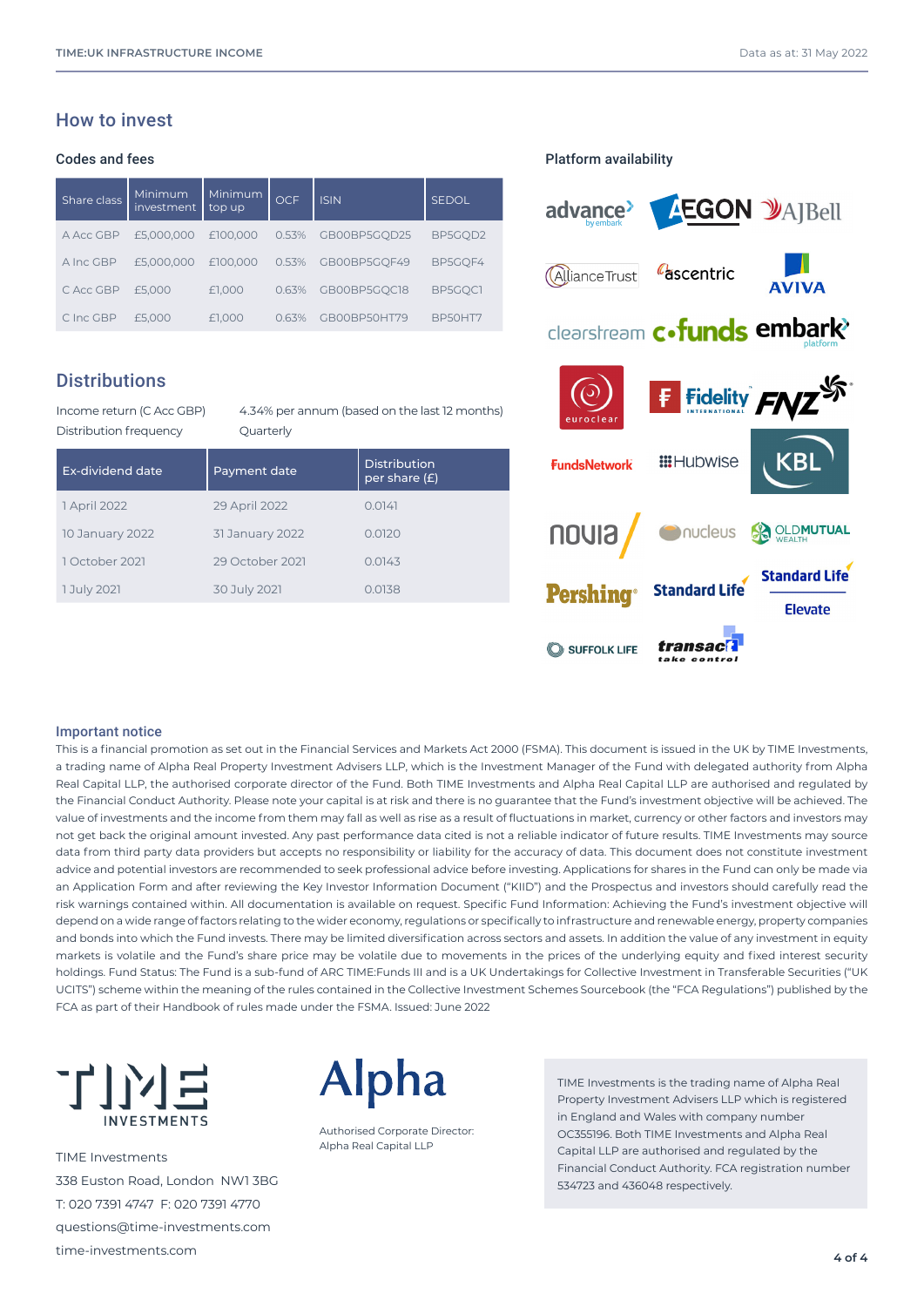## How to invest

### Codes and fees

| Share class | Minimum investment | Minimum top up | OCF | ISIN | SEDOL |
|---|---|---|---|---|---|
| A Acc GBP | £5,000,000 | £100,000 | 0.53% | GB00BP5GQD25 | BP5GQD2 |
| A Inc GBP | £5,000,000 | £100,000 | 0.53% | GB00BP5GQF49 | BP5GQF4 |
| C Acc GBP | £5,000 | £1,000 | 0.63% | GB00BP5GQC18 | BP5GQC1 |
| C Inc GBP | £5,000 | £1,000 | 0.63% | GB00BP50HT79 | BP50HT7 |

## Distributions

Income return (C Acc GBP) 4.34% per annum (based on the last 12 months)

Distribution frequency Quarterly

| Ex-dividend date | Payment date | Distribution per share (£) |
|---|---|---|
| 1 April 2022 | 29 April 2022 | 0.0141 |
| 10 January 2022 | 31 January 2022 | 0.0120 |
| 1 October 2021 | 29 October 2021 | 0.0143 |
| 1 July 2021 | 30 July 2021 | 0.0138 |

### Platform availability

advance by embark, AEGON, AJBell, AllianceTrust, ascentric, AVIVA, clearstream, cofunds, embark platform, euroclear, Fidelity International, FNZ, FundsNetwork, Hubwise, KBL, novia, nucleus, OLDMUTUAL WEALTH, Pershing, Standard Life, Standard Life Elevate, SUFFOLK LIFE, transact take control

### Important notice

This is a financial promotion as set out in the Financial Services and Markets Act 2000 (FSMA). This document is issued in the UK by TIME Investments, a trading name of Alpha Real Property Investment Advisers LLP, which is the Investment Manager of the Fund with delegated authority from Alpha Real Capital LLP, the authorised corporate director of the Fund. Both TIME Investments and Alpha Real Capital LLP are authorised and regulated by the Financial Conduct Authority. Please note your capital is at risk and there is no guarantee that the Fund's investment objective will be achieved. The value of investments and the income from them may fall as well as rise as a result of fluctuations in market, currency or other factors and investors may not get back the original amount invested. Any past performance data cited is not a reliable indicator of future results. TIME Investments may source data from third party data providers but accepts no responsibility or liability for the accuracy of data. This document does not constitute investment advice and potential investors are recommended to seek professional advice before investing. Applications for shares in the Fund can only be made via an Application Form and after reviewing the Key Investor Information Document ("KIID") and the Prospectus and investors should carefully read the risk warnings contained within. All documentation is available on request. Specific Fund Information: Achieving the Fund's investment objective will depend on a wide range of factors relating to the wider economy, regulations or specifically to infrastructure and renewable energy, property companies and bonds into which the Fund invests. There may be limited diversification across sectors and assets. In addition the value of any investment in equity markets is volatile and the Fund's share price may be volatile due to movements in the prices of the underlying equity and fixed interest security holdings. Fund Status: The Fund is a sub-fund of ARC TIME:Funds III and is a UK Undertakings for Collective Investment in Transferable Securities ("UK UCITS") scheme within the meaning of the rules contained in the Collective Investment Schemes Sourcebook (the "FCA Regulations") published by the FCA as part of their Handbook of rules made under the FSMA. Issued: June 2022

TIME INVESTMENTS

TIME Investments
338 Euston Road, London NW1 3BG
T: 020 7391 4747 F: 020 7391 4770
questions@time-investments.com
time-investments.com

Alpha

Authorised Corporate Director:
Alpha Real Capital LLP

TIME Investments is the trading name of Alpha Real Property Investment Advisers LLP which is registered in England and Wales with company number OC355196. Both TIME Investments and Alpha Real Capital LLP are authorised and regulated by the Financial Conduct Authority. FCA registration number 534723 and 436048 respectively.